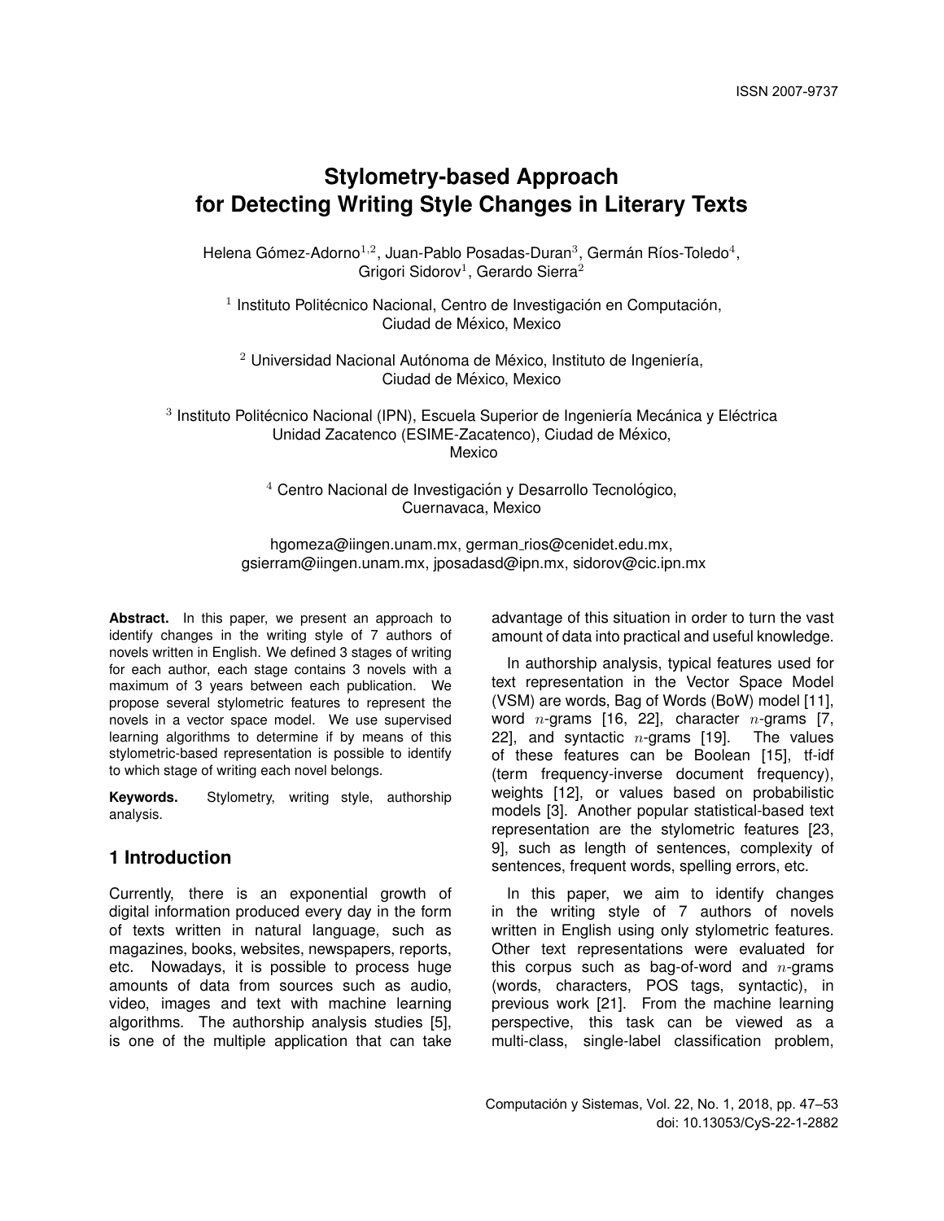# Stylometry-based Approach for Detecting Writing Style Changes in Literary Texts

Helena Gómez-Adorno[1,2], Juan-Pablo Posadas-Duran[3], Germán Ríos-Toledo[4], Grigori Sidorov[1], Gerardo Sierra[2]

[1] Instituto Politécnico Nacional, Centro de Investigación en Computación, Ciudad de México, Mexico

[2] Universidad Nacional Autónoma de México, Instituto de Ingeniería, Ciudad de México, Mexico

[3] Instituto Politécnico Nacional (IPN), Escuela Superior de Ingeniería Mecánica y Eléctrica Unidad Zacatenco (ESIME-Zacatenco), Ciudad de México, Mexico

[4] Centro Nacional de Investigación y Desarrollo Tecnológico, Cuernavaca, Mexico

hgomeza@iingen.unam.mx, german_rios@cenidet.edu.mx, gsierram@iingen.unam.mx, jposadasd@ipn.mx, sidorov@cic.ipn.mx

**Abstract.** In this paper, we present an approach to identify changes in the writing style of 7 authors of novels written in English. We defined 3 stages of writing for each author, each stage contains 3 novels with a maximum of 3 years between each publication. We propose several stylometric features to represent the novels in a vector space model. We use supervised learning algorithms to determine if by means of this stylometric-based representation is possible to identify to which stage of writing each novel belongs.

**Keywords.** Stylometry, writing style, authorship analysis.

## 1 Introduction

Currently, there is an exponential growth of digital information produced every day in the form of texts written in natural language, such as magazines, books, websites, newspapers, reports, etc. Nowadays, it is possible to process huge amounts of data from sources such as audio, video, images and text with machine learning algorithms. The authorship analysis studies [5], is one of the multiple application that can take advantage of this situation in order to turn the vast amount of data into practical and useful knowledge.

In authorship analysis, typical features used for text representation in the Vector Space Model (VSM) are words, Bag of Words (BoW) model [11], word $n$-grams [16, 22], character $n$-grams [7, 22], and syntactic $n$-grams [19]. The values of these features can be Boolean [15], tf-idf (term frequency-inverse document frequency), weights [12], or values based on probabilistic models [3]. Another popular statistical-based text representation are the stylometric features [23, 9], such as length of sentences, complexity of sentences, frequent words, spelling errors, etc.

In this paper, we aim to identify changes in the writing style of 7 authors of novels written in English using only stylometric features. Other text representations were evaluated for this corpus such as bag-of-word and $n$-grams (words, characters, POS tags, syntactic), in previous work [21]. From the machine learning perspective, this task can be viewed as a multi-class, single-label classification problem,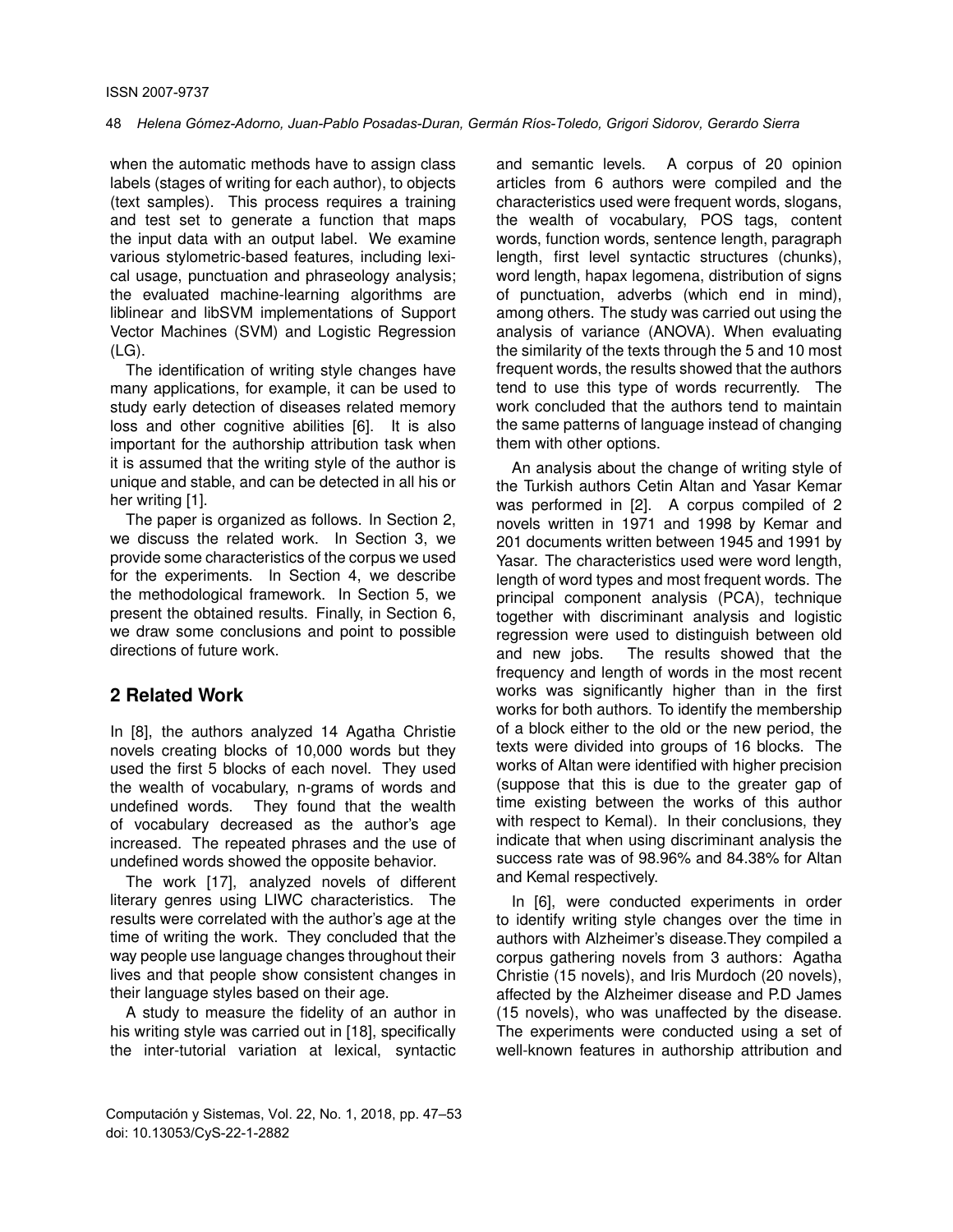when the automatic methods have to assign class labels (stages of writing for each author), to objects (text samples). This process requires a training and test set to generate a function that maps the input data with an output label. We examine various stylometric-based features, including lexical usage, punctuation and phraseology analysis; the evaluated machine-learning algorithms are liblinear and libSVM implementations of Support Vector Machines (SVM) and Logistic Regression (LG).

The identification of writing style changes have many applications, for example, it can be used to study early detection of diseases related memory loss and other cognitive abilities [6]. It is also important for the authorship attribution task when it is assumed that the writing style of the author is unique and stable, and can be detected in all his or her writing [1].

The paper is organized as follows. In Section 2, we discuss the related work. In Section 3, we provide some characteristics of the corpus we used for the experiments. In Section 4, we describe the methodological framework. In Section 5, we present the obtained results. Finally, in Section 6, we draw some conclusions and point to possible directions of future work.

## 2 Related Work

In [8], the authors analyzed 14 Agatha Christie novels creating blocks of 10,000 words but they used the first 5 blocks of each novel. They used the wealth of vocabulary, n-grams of words and undefined words. They found that the wealth of vocabulary decreased as the author's age increased. The repeated phrases and the use of undefined words showed the opposite behavior.

The work [17], analyzed novels of different literary genres using LIWC characteristics. The results were correlated with the author's age at the time of writing the work. They concluded that the way people use language changes throughout their lives and that people show consistent changes in their language styles based on their age.

A study to measure the fidelity of an author in his writing style was carried out in [18], specifically the inter-tutorial variation at lexical, syntactic and semantic levels. A corpus of 20 opinion articles from 6 authors were compiled and the characteristics used were frequent words, slogans, the wealth of vocabulary, POS tags, content words, function words, sentence length, paragraph length, first level syntactic structures (chunks), word length, hapax legomena, distribution of signs of punctuation, adverbs (which end in mind), among others. The study was carried out using the analysis of variance (ANOVA). When evaluating the similarity of the texts through the 5 and 10 most frequent words, the results showed that the authors tend to use this type of words recurrently. The work concluded that the authors tend to maintain the same patterns of language instead of changing them with other options.

An analysis about the change of writing style of the Turkish authors Cetin Altan and Yasar Kemar was performed in [2]. A corpus compiled of 2 novels written in 1971 and 1998 by Kemar and 201 documents written between 1945 and 1991 by Yasar. The characteristics used were word length, length of word types and most frequent words. The principal component analysis (PCA), technique together with discriminant analysis and logistic regression were used to distinguish between old and new jobs. The results showed that the frequency and length of words in the most recent works was significantly higher than in the first works for both authors. To identify the membership of a block either to the old or the new period, the texts were divided into groups of 16 blocks. The works of Altan were identified with higher precision (suppose that this is due to the greater gap of time existing between the works of this author with respect to Kemal). In their conclusions, they indicate that when using discriminant analysis the success rate was of 98.96% and 84.38% for Altan and Kemal respectively.

In [6], were conducted experiments in order to identify writing style changes over the time in authors with Alzheimer's disease.They compiled a corpus gathering novels from 3 authors: Agatha Christie (15 novels), and Iris Murdoch (20 novels), affected by the Alzheimer disease and P.D James (15 novels), who was unaffected by the disease. The experiments were conducted using a set of well-known features in authorship attribution and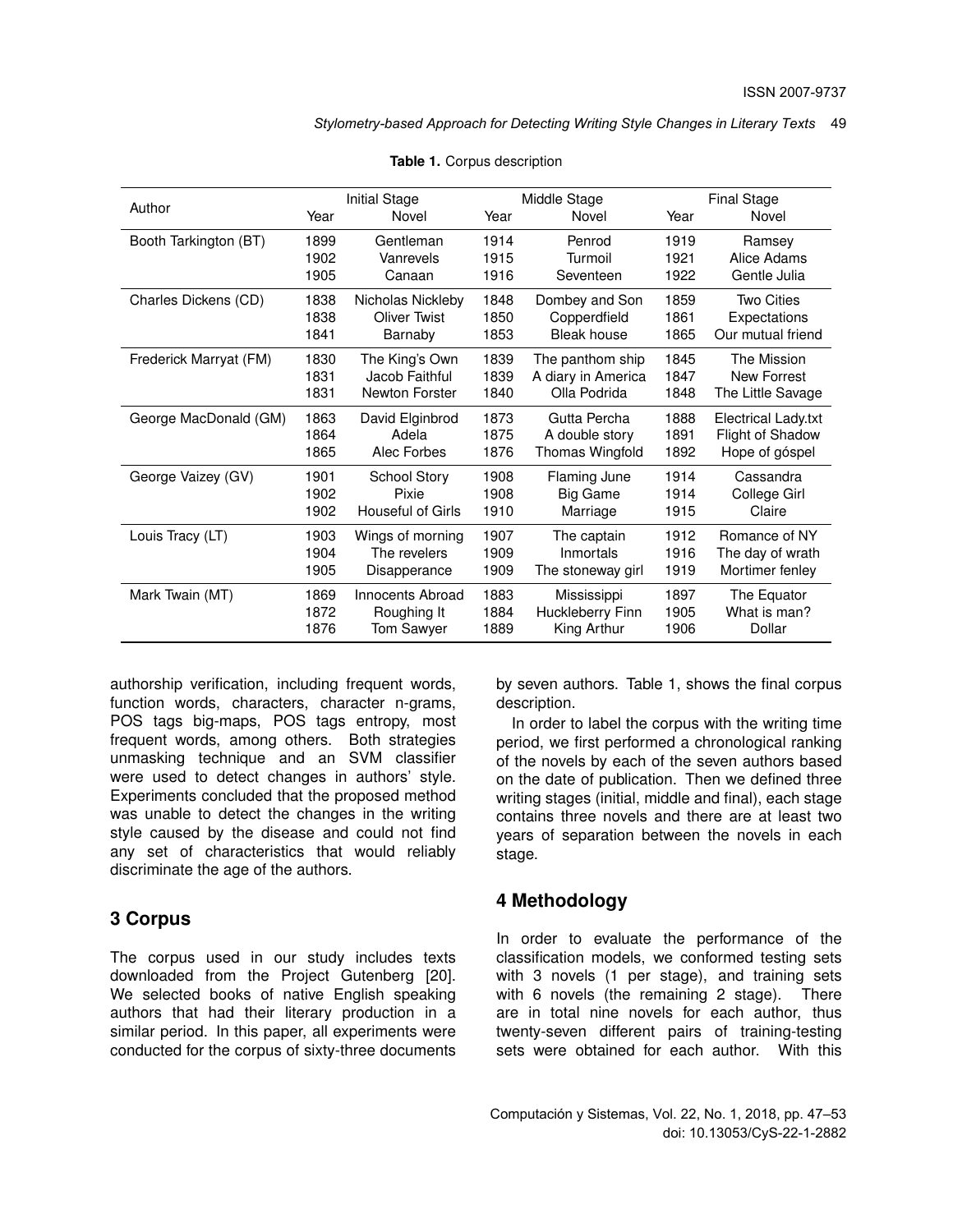**Table 1.** Corpus description

| Author | Initial Stage | | Middle Stage | | Final Stage | |
|---|---|---|---|---|---|---|
| | Year | Novel | Year | Novel | Year | Novel |
| Booth Tarkington (BT) | 1899 | Gentleman | 1914 | Penrod | 1919 | Ramsey |
| | 1902 | Vanrevels | 1915 | Turmoil | 1921 | Alice Adams |
| | 1905 | Canaan | 1916 | Seventeen | 1922 | Gentle Julia |
| Charles Dickens (CD) | 1838 | Nicholas Nickleby | 1848 | Dombey and Son | 1859 | Two Cities |
| | 1838 | Oliver Twist | 1850 | Copperdfield | 1861 | Expectations |
| | 1841 | Barnaby | 1853 | Bleak house | 1865 | Our mutual friend |
| Frederick Marryat (FM) | 1830 | The King's Own | 1839 | The panthom ship | 1845 | The Mission |
| | 1831 | Jacob Faithful | 1839 | A diary in America | 1847 | New Forrest |
| | 1831 | Newton Forster | 1840 | Olla Podrida | 1848 | The Little Savage |
| George MacDonald (GM) | 1863 | David Elginbrod | 1873 | Gutta Percha | 1888 | Electrical Lady.txt |
| | 1864 | Adela | 1875 | A double story | 1891 | Flight of Shadow |
| | 1865 | Alec Forbes | 1876 | Thomas Wingfold | 1892 | Hope of góspel |
| George Vaizey (GV) | 1901 | School Story | 1908 | Flaming June | 1914 | Cassandra |
| | 1902 | Pixie | 1908 | Big Game | 1914 | College Girl |
| | 1902 | Houseful of Girls | 1910 | Marriage | 1915 | Claire |
| Louis Tracy (LT) | 1903 | Wings of morning | 1907 | The captain | 1912 | Romance of NY |
| | 1904 | The revelers | 1909 | Inmortals | 1916 | The day of wrath |
| | 1905 | Disapperance | 1909 | The stoneway girl | 1919 | Mortimer fenley |
| Mark Twain (MT) | 1869 | Innocents Abroad | 1883 | Mississippi | 1897 | The Equator |
| | 1872 | Roughing It | 1884 | Huckleberry Finn | 1905 | What is man? |
| | 1876 | Tom Sawyer | 1889 | King Arthur | 1906 | Dollar |

authorship verification, including frequent words, function words, characters, character n-grams, POS tags big-maps, POS tags entropy, most frequent words, among others. Both strategies unmasking technique and an SVM classifier were used to detect changes in authors' style. Experiments concluded that the proposed method was unable to detect the changes in the writing style caused by the disease and could not find any set of characteristics that would reliably discriminate the age of the authors.

## 3 Corpus

The corpus used in our study includes texts downloaded from the Project Gutenberg [20]. We selected books of native English speaking authors that had their literary production in a similar period. In this paper, all experiments were conducted for the corpus of sixty-three documents by seven authors. Table 1, shows the final corpus description.

In order to label the corpus with the writing time period, we first performed a chronological ranking of the novels by each of the seven authors based on the date of publication. Then we defined three writing stages (initial, middle and final), each stage contains three novels and there are at least two years of separation between the novels in each stage.

## 4 Methodology

In order to evaluate the performance of the classification models, we conformed testing sets with 3 novels (1 per stage), and training sets with 6 novels (the remaining 2 stage). There are in total nine novels for each author, thus twenty-seven different pairs of training-testing sets were obtained for each author. With this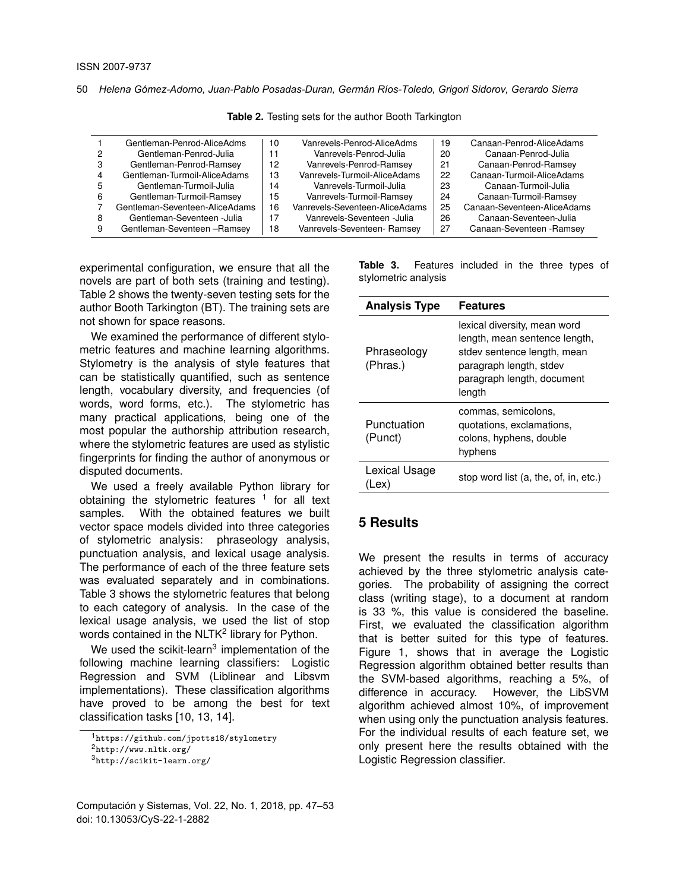**Table 2.** Testing sets for the author Booth Tarkington

| | | | | | |
|---|---|---|---|---|---|
| 1 | Gentleman-Penrod-AliceAdms | 10 | Vanrevels-Penrod-AliceAdms | 19 | Canaan-Penrod-AliceAdams |
| 2 | Gentleman-Penrod-Julia | 11 | Vanrevels-Penrod-Julia | 20 | Canaan-Penrod-Julia |
| 3 | Gentleman-Penrod-Ramsey | 12 | Vanrevels-Penrod-Ramsey | 21 | Canaan-Penrod-Ramsey |
| 4 | Gentleman-Turmoil-AliceAdams | 13 | Vanrevels-Turmoil-AliceAdams | 22 | Canaan-Turmoil-AliceAdams |
| 5 | Gentleman-Turmoil-Julia | 14 | Vanrevels-Turmoil-Julia | 23 | Canaan-Turmoil-Julia |
| 6 | Gentleman-Turmoil-Ramsey | 15 | Vanrevels-Turmoil-Ramsey | 24 | Canaan-Turmoil-Ramsey |
| 7 | Gentleman-Seventeen-AliceAdams | 16 | Vanrevels-Seventeen-AliceAdams | 25 | Canaan-Seventeen-AliceAdams |
| 8 | Gentleman-Seventeen -Julia | 17 | Vanrevels-Seventeen -Julia | 26 | Canaan-Seventeen-Julia |
| 9 | Gentleman-Seventeen –Ramsey | 18 | Vanrevels-Seventeen- Ramsey | 27 | Canaan-Seventeen -Ramsey |

experimental configuration, we ensure that all the novels are part of both sets (training and testing). Table 2 shows the twenty-seven testing sets for the author Booth Tarkington (BT). The training sets are not shown for space reasons.

We examined the performance of different stylometric features and machine learning algorithms. Stylometry is the analysis of style features that can be statistically quantified, such as sentence length, vocabulary diversity, and frequencies (of words, word forms, etc.). The stylometric has many practical applications, being one of the most popular the authorship attribution research, where the stylometric features are used as stylistic fingerprints for finding the author of anonymous or disputed documents.

We used a freely available Python library for obtaining the stylometric features [1] for all text samples. With the obtained features we built vector space models divided into three categories of stylometric analysis: phraseology analysis, punctuation analysis, and lexical usage analysis. The performance of each of the three feature sets was evaluated separately and in combinations. Table 3 shows the stylometric features that belong to each category of analysis. In the case of the lexical usage analysis, we used the list of stop words contained in the NLTK[2] library for Python.

We used the scikit-learn[3] implementation of the following machine learning classifiers: Logistic Regression and SVM (Liblinear and Libsvm implementations). These classification algorithms have proved to be among the best for text classification tasks [10, 13, 14].

[1] https://github.com/jpotts18/stylometry

[2] http://www.nltk.org/

[3] http://scikit-learn.org/

**Table 3.** Features included in the three types of stylometric analysis

| Analysis Type | Features |
|---|---|
| Phraseology (Phras.) | lexical diversity, mean word length, mean sentence length, stdev sentence length, mean paragraph length, stdev paragraph length, document length |
| Punctuation (Punct) | commas, semicolons, quotations, exclamations, colons, hyphens, double hyphens |
| Lexical Usage (Lex) | stop word list (a, the, of, in, etc.) |

## 5 Results

We present the results in terms of accuracy achieved by the three stylometric analysis categories. The probability of assigning the correct class (writing stage), to a document at random is 33 %, this value is considered the baseline. First, we evaluated the classification algorithm that is better suited for this type of features. Figure 1, shows that in average the Logistic Regression algorithm obtained better results than the SVM-based algorithms, reaching a 5%, of difference in accuracy. However, the LibSVM algorithm achieved almost 10%, of improvement when using only the punctuation analysis features. For the individual results of each feature set, we only present here the results obtained with the Logistic Regression classifier.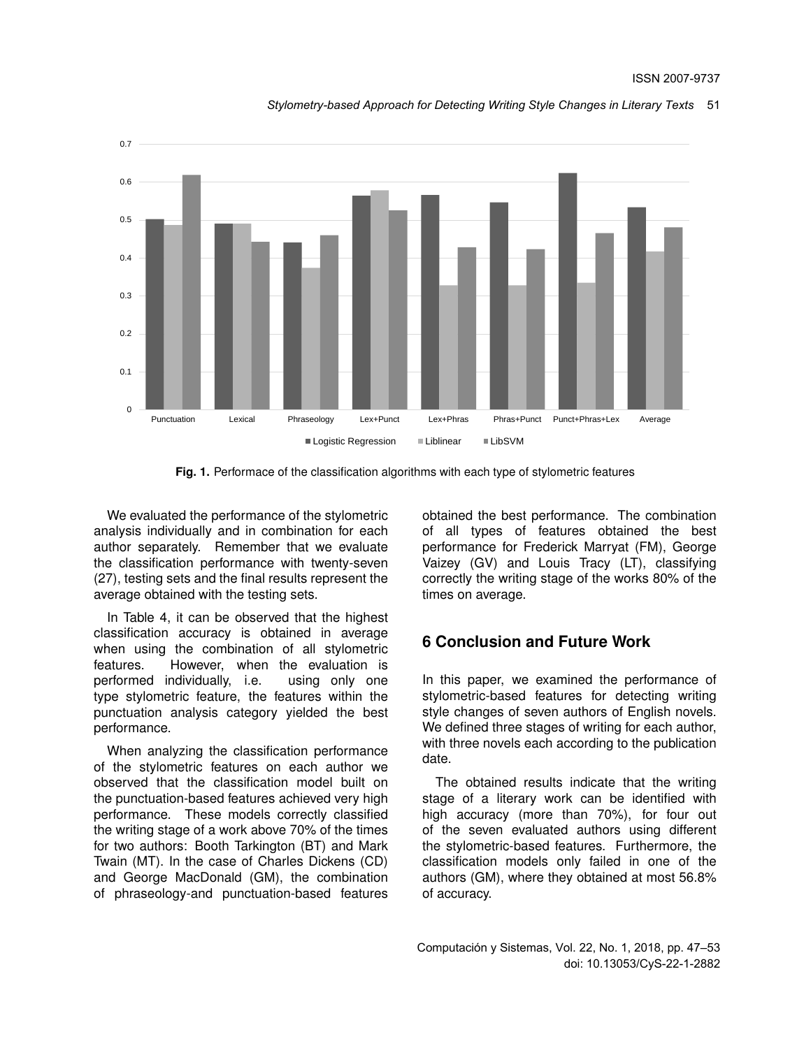Fig. 1. Performace of the classification algorithms with each type of stylometric features

We evaluated the performance of the stylometric analysis individually and in combination for each author separately. Remember that we evaluate the classification performance with twenty-seven (27), testing sets and the final results represent the average obtained with the testing sets.

In Table 4, it can be observed that the highest classification accuracy is obtained in average when using the combination of all stylometric features. However, when the evaluation is performed individually, i.e. using only one type stylometric feature, the features within the punctuation analysis category yielded the best performance.

When analyzing the classification performance of the stylometric features on each author we observed that the classification model built on the punctuation-based features achieved very high performance. These models correctly classified the writing stage of a work above 70% of the times for two authors: Booth Tarkington (BT) and Mark Twain (MT). In the case of Charles Dickens (CD) and George MacDonald (GM), the combination of phraseology-and punctuation-based features obtained the best performance. The combination of all types of features obtained the best performance for Frederick Marryat (FM), George Vaizey (GV) and Louis Tracy (LT), classifying correctly the writing stage of the works 80% of the times on average.

## 6 Conclusion and Future Work

In this paper, we examined the performance of stylometric-based features for detecting writing style changes of seven authors of English novels. We defined three stages of writing for each author, with three novels each according to the publication date.

The obtained results indicate that the writing stage of a literary work can be identified with high accuracy (more than 70%), for four out of the seven evaluated authors using different the stylometric-based features. Furthermore, the classification models only failed in one of the authors (GM), where they obtained at most 56.8% of accuracy.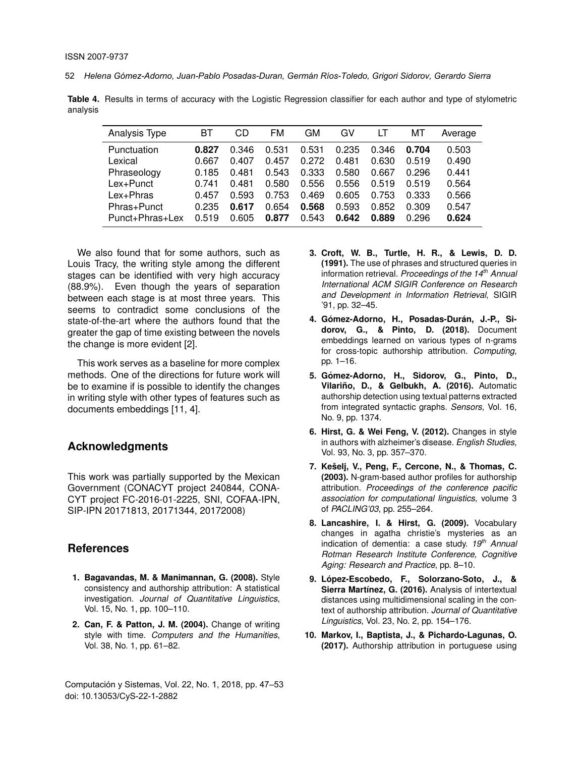**Table 4.** Results in terms of accuracy with the Logistic Regression classifier for each author and type of stylometric analysis

| Analysis Type | BT | CD | FM | GM | GV | LT | MT | Average |
|---|---|---|---|---|---|---|---|---|
| Punctuation | **0.827** | 0.346 | 0.531 | 0.531 | 0.235 | 0.346 | **0.704** | 0.503 |
| Lexical | 0.667 | 0.407 | 0.457 | 0.272 | 0.481 | 0.630 | 0.519 | 0.490 |
| Phraseology | 0.185 | 0.481 | 0.543 | 0.333 | 0.580 | 0.667 | 0.296 | 0.441 |
| Lex+Punct | 0.741 | 0.481 | 0.580 | 0.556 | 0.556 | 0.519 | 0.519 | 0.564 |
| Lex+Phras | 0.457 | 0.593 | 0.753 | 0.469 | 0.605 | 0.753 | 0.333 | 0.566 |
| Phras+Punct | 0.235 | **0.617** | 0.654 | **0.568** | 0.593 | 0.852 | 0.309 | 0.547 |
| Punct+Phras+Lex | 0.519 | 0.605 | **0.877** | 0.543 | **0.642** | **0.889** | 0.296 | **0.624** |

We also found that for some authors, such as Louis Tracy, the writing style among the different stages can be identified with very high accuracy (88.9%). Even though the years of separation between each stage is at most three years. This seems to contradict some conclusions of the state-of-the-art where the authors found that the greater the gap of time existing between the novels the change is more evident [2].

This work serves as a baseline for more complex methods. One of the directions for future work will be to examine if is possible to identify the changes in writing style with other types of features such as documents embeddings [11, 4].

## Acknowledgments

This work was partially supported by the Mexican Government (CONACYT project 240844, CONACYT project FC-2016-01-2225, SNI, COFAA-IPN, SIP-IPN 20171813, 20171344, 20172008)

## References

1. **Bagavandas, M. & Manimannan, G. (2008).** Style consistency and authorship attribution: A statistical investigation. *Journal of Quantitative Linguistics*, Vol. 15, No. 1, pp. 100–110.
2. **Can, F. & Patton, J. M. (2004).** Change of writing style with time. *Computers and the Humanities*, Vol. 38, No. 1, pp. 61–82.
3. **Croft, W. B., Turtle, H. R., & Lewis, D. D. (1991).** The use of phrases and structured queries in information retrieval. *Proceedings of the 14th Annual International ACM SIGIR Conference on Research and Development in Information Retrieval*, SIGIR '91, pp. 32–45.
4. **Gómez-Adorno, H., Posadas-Durán, J.-P., Sidorov, G., & Pinto, D. (2018).** Document embeddings learned on various types of n-grams for cross-topic authorship attribution. *Computing*, pp. 1–16.
5. **Gómez-Adorno, H., Sidorov, G., Pinto, D., Vilariño, D., & Gelbukh, A. (2016).** Automatic authorship detection using textual patterns extracted from integrated syntactic graphs. *Sensors*, Vol. 16, No. 9, pp. 1374.
6. **Hirst, G. & Wei Feng, V. (2012).** Changes in style in authors with alzheimer's disease. *English Studies*, Vol. 93, No. 3, pp. 357–370.
7. **Kešelj, V., Peng, F., Cercone, N., & Thomas, C. (2003).** N-gram-based author profiles for authorship attribution. *Proceedings of the conference pacific association for computational linguistics*, volume 3 of *PACLING'03*, pp. 255–264.
8. **Lancashire, I. & Hirst, G. (2009).** Vocabulary changes in agatha christie's mysteries as an indication of dementia: a case study. *19th Annual Rotman Research Institute Conference, Cognitive Aging: Research and Practice*, pp. 8–10.
9. **López-Escobedo, F., Solorzano-Soto, J., & Sierra Martínez, G. (2016).** Analysis of intertextual distances using multidimensional scaling in the context of authorship attribution. *Journal of Quantitative Linguistics*, Vol. 23, No. 2, pp. 154–176.
10. **Markov, I., Baptista, J., & Pichardo-Lagunas, O. (2017).** Authorship attribution in portuguese using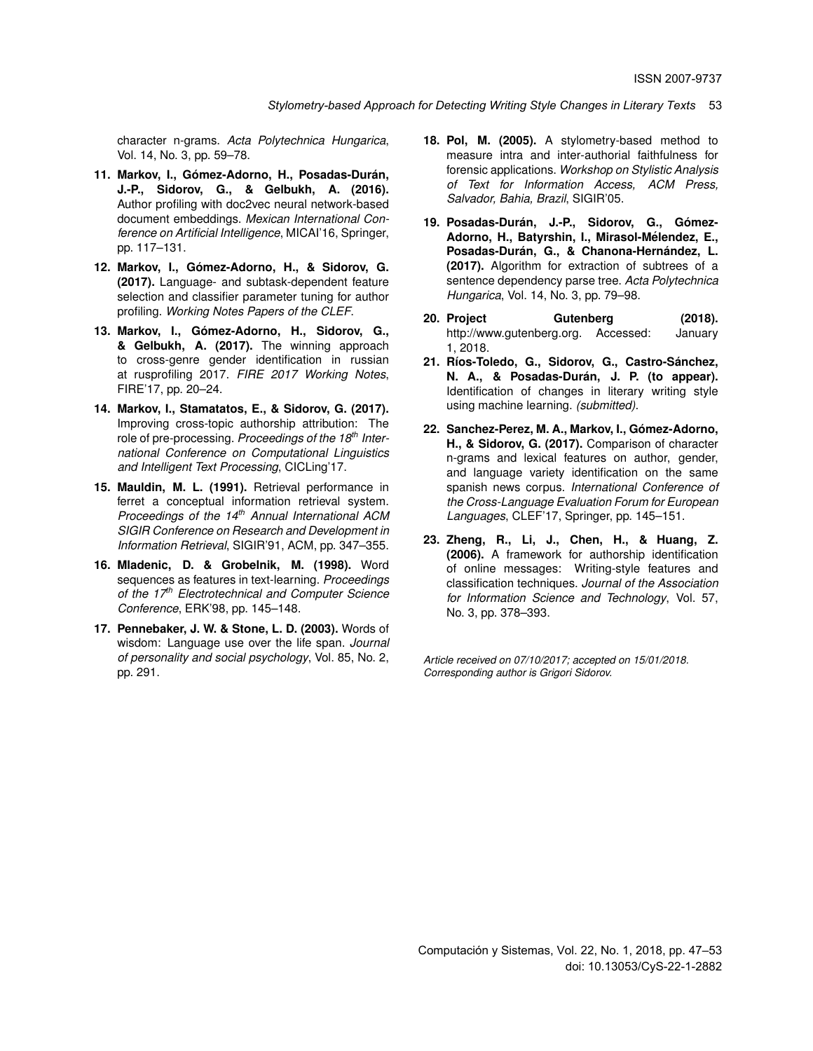character n-grams. *Acta Polytechnica Hungarica*, Vol. 14, No. 3, pp. 59–78.

11. **Markov, I., Gómez-Adorno, H., Posadas-Durán, J.-P., Sidorov, G., & Gelbukh, A. (2016).** Author profiling with doc2vec neural network-based document embeddings. *Mexican International Conference on Artificial Intelligence*, MICAI'16, Springer, pp. 117–131.

12. **Markov, I., Gómez-Adorno, H., & Sidorov, G. (2017).** Language- and subtask-dependent feature selection and classifier parameter tuning for author profiling. *Working Notes Papers of the CLEF*.

13. **Markov, I., Gómez-Adorno, H., Sidorov, G., & Gelbukh, A. (2017).** The winning approach to cross-genre gender identification in russian at rusprofiling 2017. *FIRE 2017 Working Notes*, FIRE'17, pp. 20–24.

14. **Markov, I., Stamatatos, E., & Sidorov, G. (2017).** Improving cross-topic authorship attribution: The role of pre-processing. *Proceedings of the 18th International Conference on Computational Linguistics and Intelligent Text Processing*, CICLing'17.

15. **Mauldin, M. L. (1991).** Retrieval performance in ferret a conceptual information retrieval system. *Proceedings of the 14th Annual International ACM SIGIR Conference on Research and Development in Information Retrieval*, SIGIR'91, ACM, pp. 347–355.

16. **Mladenic, D. & Grobelnik, M. (1998).** Word sequences as features in text-learning. *Proceedings of the 17th Electrotechnical and Computer Science Conference*, ERK'98, pp. 145–148.

17. **Pennebaker, J. W. & Stone, L. D. (2003).** Words of wisdom: Language use over the life span. *Journal of personality and social psychology*, Vol. 85, No. 2, pp. 291.

18. **Pol, M. (2005).** A stylometry-based method to measure intra and inter-authorial faithfulness for forensic applications. *Workshop on Stylistic Analysis of Text for Information Access, ACM Press, Salvador, Bahia, Brazil*, SIGIR'05.

19. **Posadas-Durán, J.-P., Sidorov, G., Gómez-Adorno, H., Batyrshin, I., Mirasol-Mélendez, E., Posadas-Durán, G., & Chanona-Hernández, L. (2017).** Algorithm for extraction of subtrees of a sentence dependency parse tree. *Acta Polytechnica Hungarica*, Vol. 14, No. 3, pp. 79–98.

20. **Project Gutenberg (2018).** http://www.gutenberg.org. Accessed: January 1, 2018.

21. **Ríos-Toledo, G., Sidorov, G., Castro-Sánchez, N. A., & Posadas-Durán, J. P. (to appear).** Identification of changes in literary writing style using machine learning. *(submitted)*.

22. **Sanchez-Perez, M. A., Markov, I., Gómez-Adorno, H., & Sidorov, G. (2017).** Comparison of character n-grams and lexical features on author, gender, and language variety identification on the same spanish news corpus. *International Conference of the Cross-Language Evaluation Forum for European Languages*, CLEF'17, Springer, pp. 145–151.

23. **Zheng, R., Li, J., Chen, H., & Huang, Z. (2006).** A framework for authorship identification of online messages: Writing-style features and classification techniques. *Journal of the Association for Information Science and Technology*, Vol. 57, No. 3, pp. 378–393.

*Article received on 07/10/2017; accepted on 15/01/2018. Corresponding author is Grigori Sidorov.*